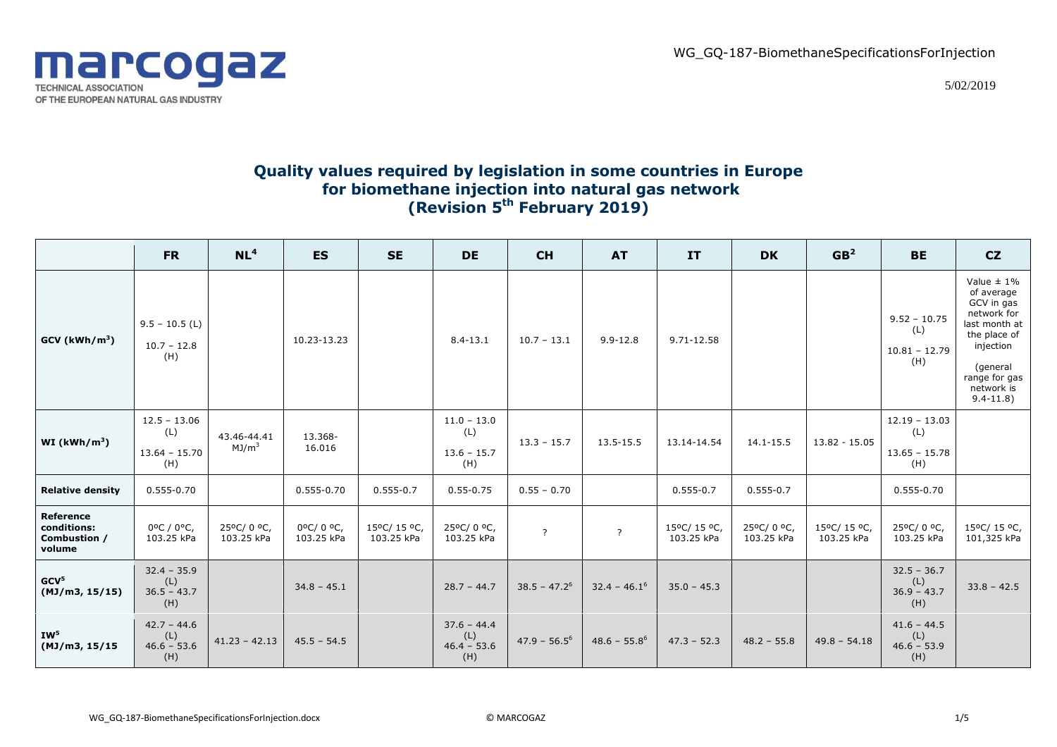# Quality values required by legislation in some countries in Europe for biomethane injection into natural gas network (Revision 5th February 2019)

| | FR | NL[4] | ES | SE | DE | CH | AT | IT | DK | GB[2] | BE | CZ |
|---|---|---|---|---|---|---|---|---|---|---|---|---|
| **GCV (kWh/m³)** | 9.5 – 10.5 (L) 10.7 – 12.8 (H) | | 10.23-13.23 | | 8.4-13.1 | 10.7 – 13.1 | 9.9-12.8 | 9.71-12.58 | | | 9.52 – 10.75 (L) 10.81 – 12.79 (H) | Value ± 1% of average GCV in gas network for last month at the place of injection (general range for gas network is 9.4-11.8) |
| **WI (kWh/m³)** | 12.5 – 13.06 (L) 13.64 – 15.70 (H) | 43.46-44.41 MJ/m³ | 13.368-16.016 | | 11.0 – 13.0 (L) 13.6 – 15.7 (H) | 13.3 – 15.7 | 13.5-15.5 | 13.14-14.54 | 14.1-15.5 | 13.82 - 15.05 | 12.19 – 13.03 (L) 13.65 – 15.78 (H) | |
| **Relative density** | 0.555-0.70 | | 0.555-0.70 | 0.555-0.7 | 0.55-0.75 | 0.55 – 0.70 | | 0.555-0.7 | 0.555-0.7 | | 0.555-0.70 | |
| **Reference conditions: Combustion / volume** | 0ºC / 0°C, 103.25 kPa | 25ºC/ 0 ºC, 103.25 kPa | 0ºC/ 0 ºC, 103.25 kPa | 15ºC/ 15 ºC, 103.25 kPa | 25ºC/ 0 ºC, 103.25 kPa | ? | ? | 15ºC/ 15 ºC, 103.25 kPa | 25ºC/ 0 ºC, 103.25 kPa | 15ºC/ 15 ºC, 103.25 kPa | 25ºC/ 0 ºC, 103.25 kPa | 15ºC/ 15 ºC, 101,325 kPa |
| **GCV[5] (MJ/m3, 15/15)** | 32.4 – 35.9 (L) 36.5 – 43.7 (H) | | 34.8 – 45.1 | | 28.7 – 44.7 | 38.5 – 47.2[6] | 32.4 – 46.1[6] | 35.0 – 45.3 | | | 32.5 – 36.7 (L) 36.9 – 43.7 (H) | 33.8 – 42.5 |
| **IW[5] (MJ/m3, 15/15** | 42.7 – 44.6 (L) 46.6 – 53.6 (H) | 41.23 – 42.13 | 45.5 – 54.5 | | 37.6 – 44.4 (L) 46.4 – 53.6 (H) | 47.9 – 56.5[6] | 48.6 – 55.8[6] | 47.3 – 52.3 | 48.2 – 55.8 | 49.8 – 54.18 | 41.6 – 44.5 (L) 46.6 – 53.9 (H) | |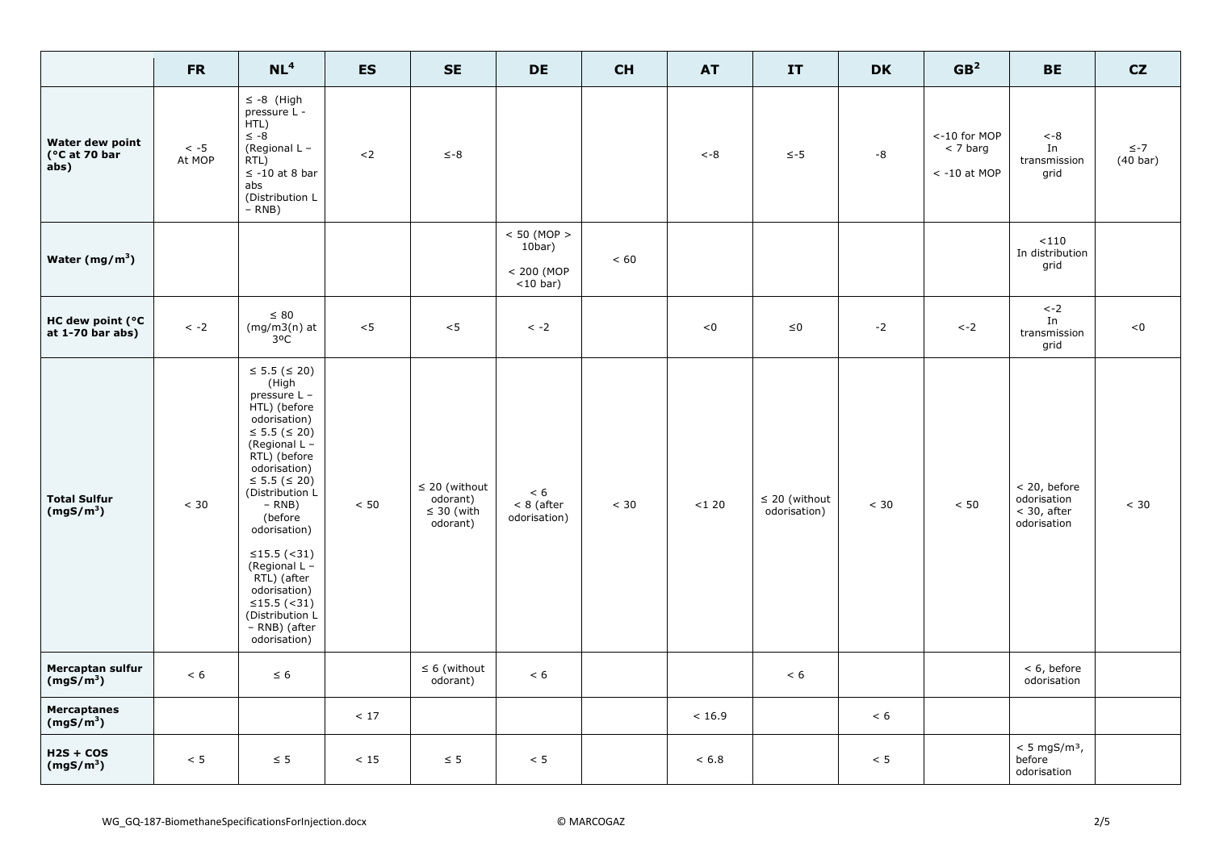| | FR | NL[4] | ES | SE | DE | CH | AT | IT | DK | GB[2] | BE | CZ |
|---|---|---|---|---|---|---|---|---|---|---|---|---|
| **Water dew point (°C at 70 bar abs)** | < -5 At MOP | ≤ -8 (High pressure L - HTL) ≤ -8 (Regional L – RTL) ≤ -10 at 8 bar abs (Distribution L – RNB) | <2 | ≤-8 | | | <-8 | ≤-5 | -8 | <-10 for MOP < 7 barg < -10 at MOP | <-8 In transmission grid | ≤-7 (40 bar) |
| **Water (mg/m³)** | | | | | < 50 (MOP > 10bar) < 200 (MOP <10 bar) | < 60 | | | | | <110 In distribution grid | |
| **HC dew point (°C at 1-70 bar abs)** | < -2 | ≤ 80 (mg/m3(n) at 3ºC | <5 | <5 | < -2 | | <0 | ≤0 | -2 | <-2 | <-2 In transmission grid | <0 |
| **Total Sulfur (mgS/m³)** | < 30 | ≤ 5.5 (≤ 20) (High pressure L – HTL) (before odorisation) ≤ 5.5 (≤ 20) (Regional L – RTL) (before odorisation) ≤ 5.5 (≤ 20) (Distribution L – RNB) (before odorisation) ≤15.5 (<31) (Regional L – RTL) (after odorisation) ≤15.5 (<31) (Distribution L – RNB) (after odorisation) | < 50 | ≤ 20 (without odorant) ≤ 30 (with odorant) | < 6 < 8 (after odorisation) | < 30 | <1 20 | ≤ 20 (without odorisation) | < 30 | < 50 | < 20, before odorisation < 30, after odorisation | < 30 |
| **Mercaptan sulfur (mgS/m³)** | < 6 | ≤ 6 | | ≤ 6 (without odorant) | < 6 | | | < 6 | | | < 6, before odorisation | |
| **Mercaptanes (mgS/m³)** | | | < 17 | | | | < 16.9 | | < 6 | | | |
| **$H_2S$ + COS (mgS/m³)** | < 5 | ≤ 5 | < 15 | ≤ 5 | < 5 | | < 6.8 | | < 5 | | < 5 mgS/m³, before odorisation | |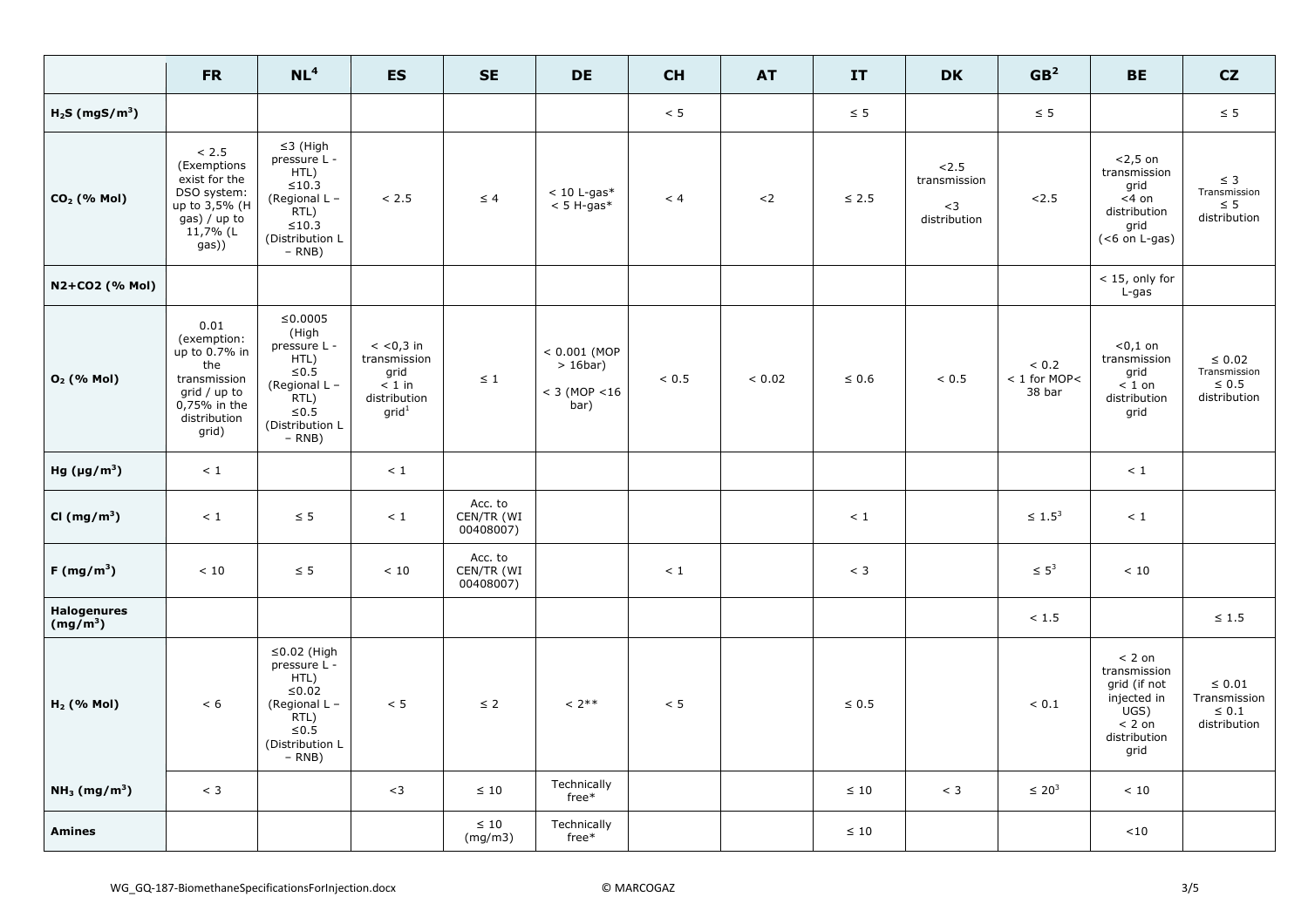| | FR | NL[4] | ES | SE | DE | CH | AT | IT | DK | GB[2] | BE | CZ |
|---|---|---|---|---|---|---|---|---|---|---|---|---|
| $H_2S$ (mgS/m³) | | | | | | < 5 | | ≤ 5 | | ≤ 5 | | ≤ 5 |
| $CO_2$ (% Mol) | < 2.5 (Exemptions exist for the DSO system: up to 3,5% (H gas) / up to 11,7% (L gas)) | ≤3 (High pressure L - HTL) ≤10.3 (Regional L – RTL) ≤10.3 (Distribution L – RNB) | < 2.5 | ≤ 4 | < 10 L-gas* < 5 H-gas* | < 4 | <2 | ≤ 2.5 | <2.5 transmission <3 distribution | <2.5 | <2,5 on transmission grid <4 on distribution grid (<6 on L-gas) | ≤ 3 Transmission ≤ 5 distribution |
| N2+CO2 (% Mol) | | | | | | | | | | | < 15, only for L-gas | |
| $O_2$ (% Mol) | 0.01 (exemption: up to 0.7% in the transmission grid / up to 0,75% in the distribution grid) | ≤0.0005 (High pressure L - HTL) ≤0.5 (Regional L – RTL) ≤0.5 (Distribution L – RNB) | < <0,3 in transmission grid < 1 in distribution grid[1] | ≤ 1 | < 0.001 (MOP > 16bar) < 3 (MOP <16 bar) | < 0.5 | < 0.02 | ≤ 0.6 | < 0.5 | < 0.2 < 1 for MOP< 38 bar | <0,1 on transmission grid < 1 on distribution grid | ≤ 0.02 Transmission ≤ 0.5 distribution |
| Hg (µg/m³) | < 1 | | < 1 | | | | | | | | < 1 | |
| Cl (mg/m³) | < 1 | ≤ 5 | < 1 | Acc. to CEN/TR (WI 00408007) | | | | < 1 | | ≤ 1.5[3] | < 1 | |
| F (mg/m³) | < 10 | ≤ 5 | < 10 | Acc. to CEN/TR (WI 00408007) | | < 1 | | < 3 | | ≤ 5[3] | < 10 | |
| Halogenures (mg/m³) | | | | | | | | | | < 1.5 | | ≤ 1.5 |
| $H_2$ (% Mol) | < 6 | ≤0.02 (High pressure L - HTL) ≤0.02 (Regional L – RTL) ≤0.5 (Distribution L – RNB) | < 5 | ≤ 2 | < 2** | < 5 | | ≤ 0.5 | | < 0.1 | < 2 on transmission grid (if not injected in UGS) < 2 on distribution grid | ≤ 0.01 Transmission ≤ 0.1 distribution |
| $NH_3$ (mg/m³) | < 3 | | <3 | ≤ 10 | Technically free* | | | ≤ 10 | < 3 | ≤ 20[3] | < 10 | |
| Amines | | | | ≤ 10 (mg/m3) | Technically free* | | | ≤ 10 | | | <10 | |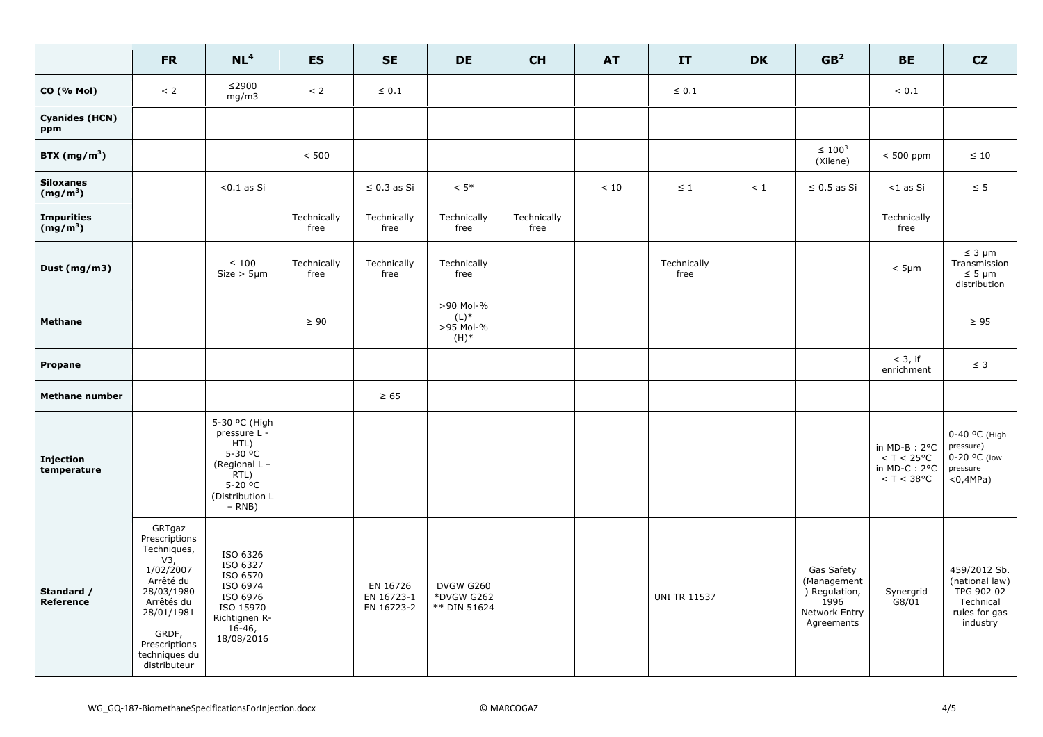| | FR | NL[4] | ES | SE | DE | CH | AT | IT | DK | GB[2] | BE | CZ |
|---|---|---|---|---|---|---|---|---|---|---|---|---|
| **CO (% Mol)** | < 2 | ≤2900 mg/m3 | < 2 | ≤ 0.1 | | | | ≤ 0.1 | | | < 0.1 | |
| **Cyanides (HCN) ppm** | | | | | | | | | | | | |
| **BTX (mg/m$^3$)** | | | < 500 | | | | | | | ≤ 100[3] (Xilene) | < 500 ppm | ≤ 10 |
| **Siloxanes (mg/m$^3$)** | | <0.1 as Si | | ≤ 0.3 as Si | < 5* | | < 10 | ≤ 1 | < 1 | ≤ 0.5 as Si | <1 as Si | ≤ 5 |
| **Impurities (mg/m$^3$)** | | | Technically free | Technically free | Technically free | Technically free | | | | | Technically free | |
| **Dust (mg/m3)** | | ≤ 100 Size > 5µm | Technically free | Technically free | Technically free | | | Technically free | | | < 5µm | ≤ 3 µm Transmission ≤ 5 µm distribution |
| **Methane** | | | ≥ 90 | | >90 Mol-% (L)* >95 Mol-% (H)* | | | | | | | ≥ 95 |
| **Propane** | | | | | | | | | | | < 3, if enrichment | ≤ 3 |
| **Methane number** | | | | ≥ 65 | | | | | | | | |
| **Injection temperature** | | 5-30 ºC (High pressure L - HTL) 5-30 ºC (Regional L – RTL) 5-20 ºC (Distribution L – RNB) | | | | | | | | | in MD-B : 2°C < T < 25°C in MD-C : 2°C < T < 38°C | 0-40 ºC (High pressure) 0-20 ºC (low pressure <0,4MPa) |
| **Standard / Reference** | GRTgaz Prescriptions Techniques, V3, 1/02/2007 Arrêté du 28/03/1980 Arrêtés du 28/01/1981 GRDF, Prescriptions techniques du distributeur | ISO 6326 ISO 6327 ISO 6570 ISO 6974 ISO 6976 ISO 15970 Richtignen R-16-46, 18/08/2016 | | EN 16726 EN 16723-1 EN 16723-2 | DVGW G260 *DVGW G262 ** DIN 51624 | | | UNI TR 11537 | | Gas Safety (Management ) Regulation, 1996 Network Entry Agreements | Synergrid G8/01 | 459/2012 Sb. (national law) TPG 902 02 Technical rules for gas industry |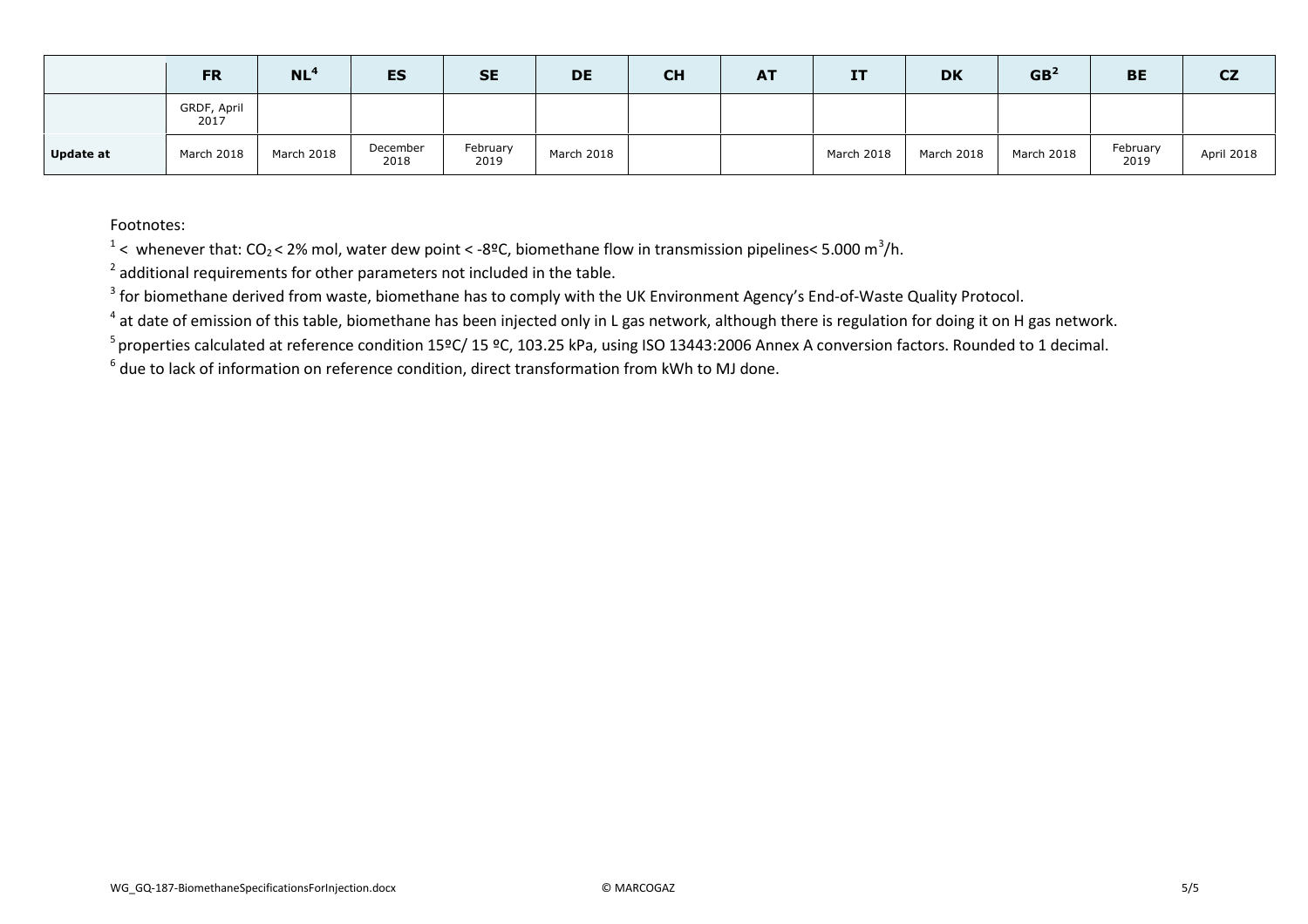| | FR | NL[4] | ES | SE | DE | CH | AT | IT | DK | GB[2] | BE | CZ |
|---|---|---|---|---|---|---|---|---|---|---|---|---|
| | GRDF, April 2017 | | | | | | | | | | | |
| **Update at** | March 2018 | March 2018 | December 2018 | February 2019 | March 2018 | | | March 2018 | March 2018 | March 2018 | February 2019 | April 2018 |

Footnotes:

[1] < whenever that: $CO_2$ < 2% mol, water dew point < -8ºC, biomethane flow in transmission pipelines< 5.000 $m^3/h$.

[2] additional requirements for other parameters not included in the table.

[3] for biomethane derived from waste, biomethane has to comply with the UK Environment Agency's End-of-Waste Quality Protocol.

[4] at date of emission of this table, biomethane has been injected only in L gas network, although there is regulation for doing it on H gas network.

[5] properties calculated at reference condition 15ºC/ 15 ºC, 103.25 kPa, using ISO 13443:2006 Annex A conversion factors. Rounded to 1 decimal.

[6] due to lack of information on reference condition, direct transformation from kWh to MJ done.